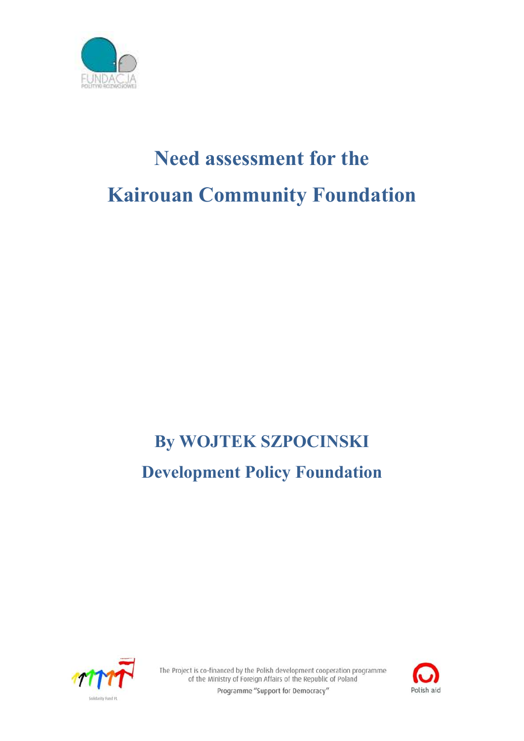FUNDACJA
POLITYKI ROZWOJOWEJ

# Need assessment for the Kairouan Community Foundation

## By WOJTEK SZPOCINSKI
## Development Policy Foundation

Solidarity Fund PL

The Project is co-financed by the Polish development cooperation programme of the Ministry of Foreign Affairs of the Republic of Poland
Programme "Support for Democracy"

Polish aid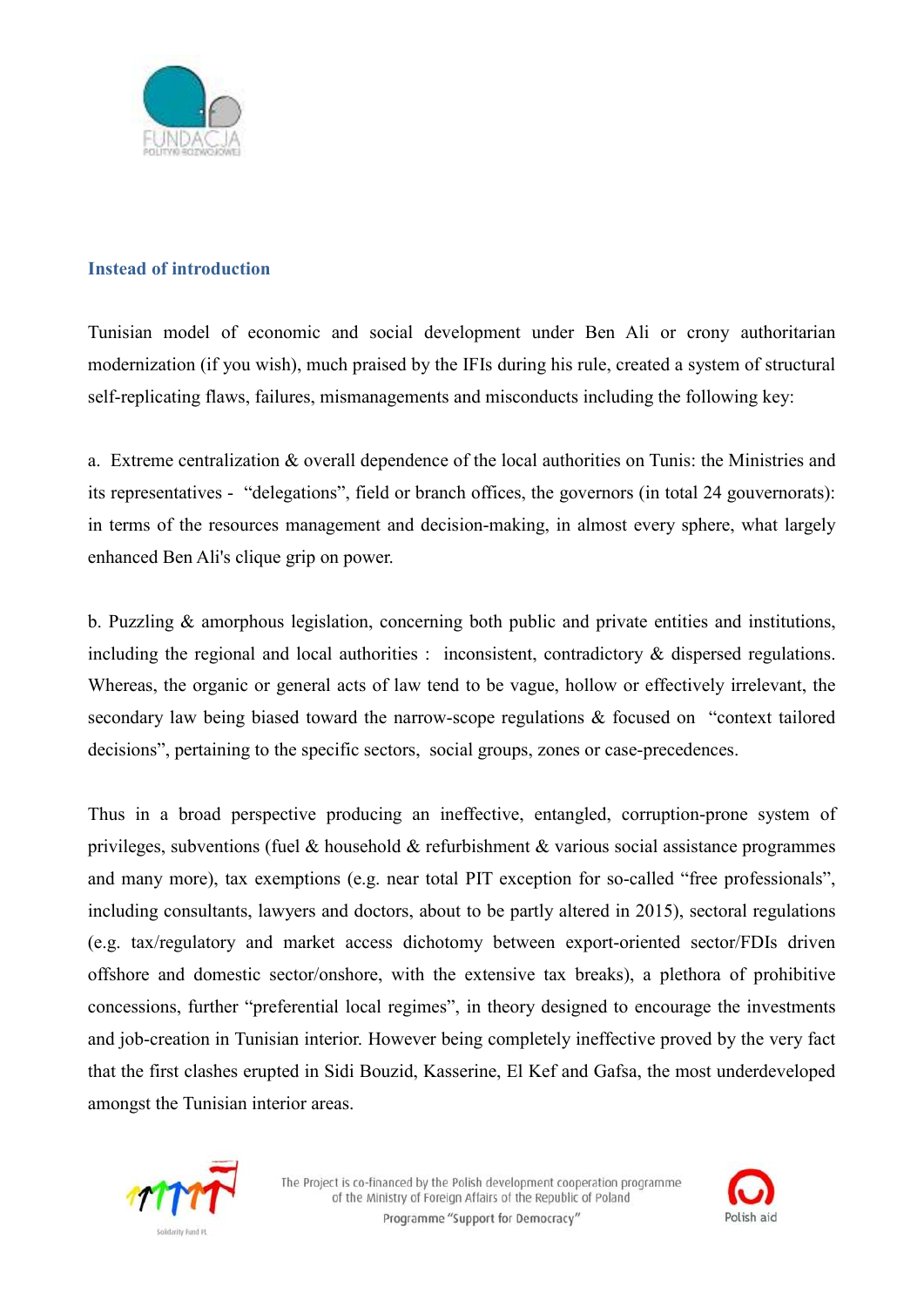### Instead of introduction

Tunisian model of economic and social development under Ben Ali or crony authoritarian modernization (if you wish), much praised by the IFIs during his rule, created a system of structural self-replicating flaws, failures, mismanagements and misconducts including the following key:

a. Extreme centralization & overall dependence of the local authorities on Tunis: the Ministries and its representatives - "delegations", field or branch offices, the governors (in total 24 gouvernorats): in terms of the resources management and decision-making, in almost every sphere, what largely enhanced Ben Ali's clique grip on power.

b. Puzzling & amorphous legislation, concerning both public and private entities and institutions, including the regional and local authorities : inconsistent, contradictory & dispersed regulations. Whereas, the organic or general acts of law tend to be vague, hollow or effectively irrelevant, the secondary law being biased toward the narrow-scope regulations & focused on "context tailored decisions", pertaining to the specific sectors, social groups, zones or case-precedences.

Thus in a broad perspective producing an ineffective, entangled, corruption-prone system of privileges, subventions (fuel & household & refurbishment & various social assistance programmes and many more), tax exemptions (e.g. near total PIT exception for so-called "free professionals", including consultants, lawyers and doctors, about to be partly altered in 2015), sectoral regulations (e.g. tax/regulatory and market access dichotomy between export-oriented sector/FDIs driven offshore and domestic sector/onshore, with the extensive tax breaks), a plethora of prohibitive concessions, further "preferential local regimes", in theory designed to encourage the investments and job-creation in Tunisian interior. However being completely ineffective proved by the very fact that the first clashes erupted in Sidi Bouzid, Kasserine, El Kef and Gafsa, the most underdeveloped amongst the Tunisian interior areas.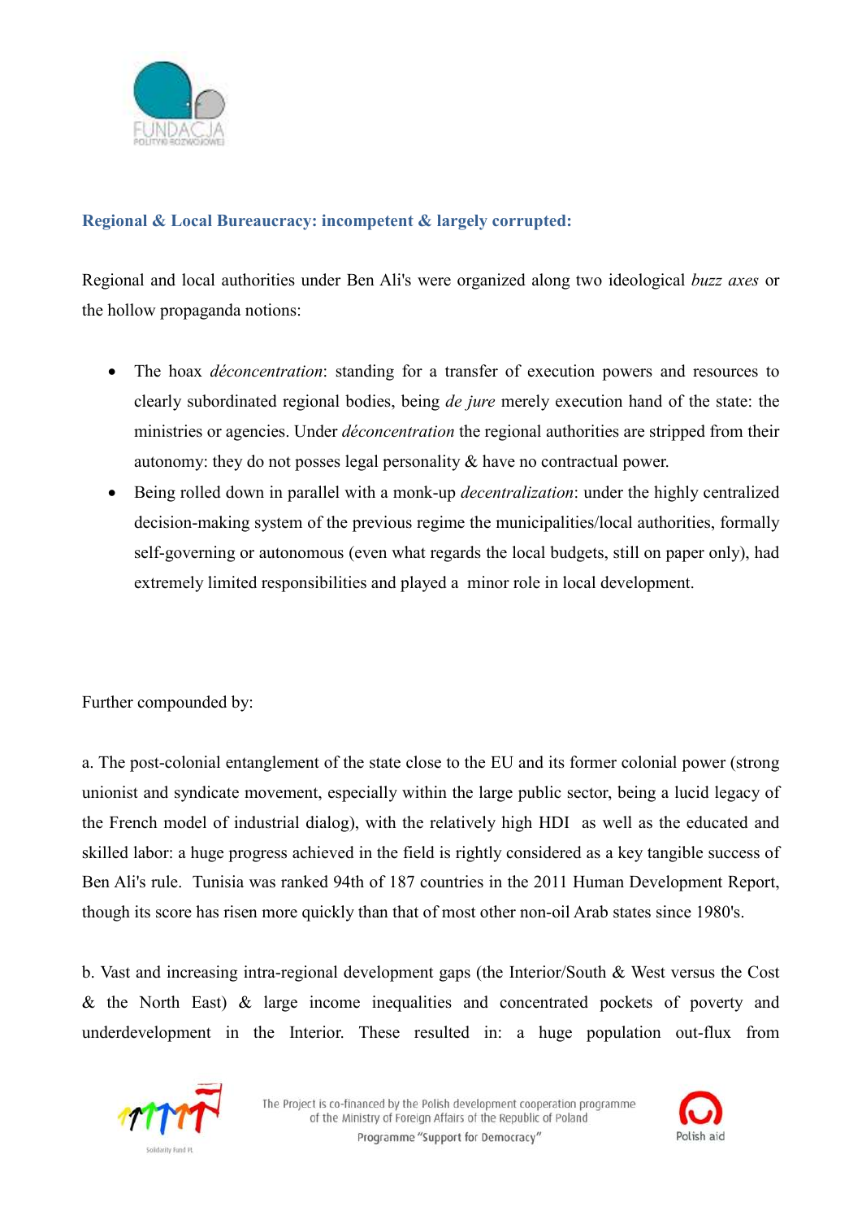### Regional & Local Bureaucracy: incompetent & largely corrupted:

Regional and local authorities under Ben Ali's were organized along two ideological *buzz axes* or the hollow propaganda notions:

- The hoax *déconcentration*: standing for a transfer of execution powers and resources to clearly subordinated regional bodies, being *de jure* merely execution hand of the state: the ministries or agencies. Under *déconcentration* the regional authorities are stripped from their autonomy: they do not posses legal personality & have no contractual power.
- Being rolled down in parallel with a monk-up *decentralization*: under the highly centralized decision-making system of the previous regime the municipalities/local authorities, formally self-governing or autonomous (even what regards the local budgets, still on paper only), had extremely limited responsibilities and played a minor role in local development.

Further compounded by:

a. The post-colonial entanglement of the state close to the EU and its former colonial power (strong unionist and syndicate movement, especially within the large public sector, being a lucid legacy of the French model of industrial dialog), with the relatively high HDI as well as the educated and skilled labor: a huge progress achieved in the field is rightly considered as a key tangible success of Ben Ali's rule. Tunisia was ranked 94th of 187 countries in the 2011 Human Development Report, though its score has risen more quickly than that of most other non-oil Arab states since 1980's.

b. Vast and increasing intra-regional development gaps (the Interior/South & West versus the Cost & the North East) & large income inequalities and concentrated pockets of poverty and underdevelopment in the Interior. These resulted in: a huge population out-flux from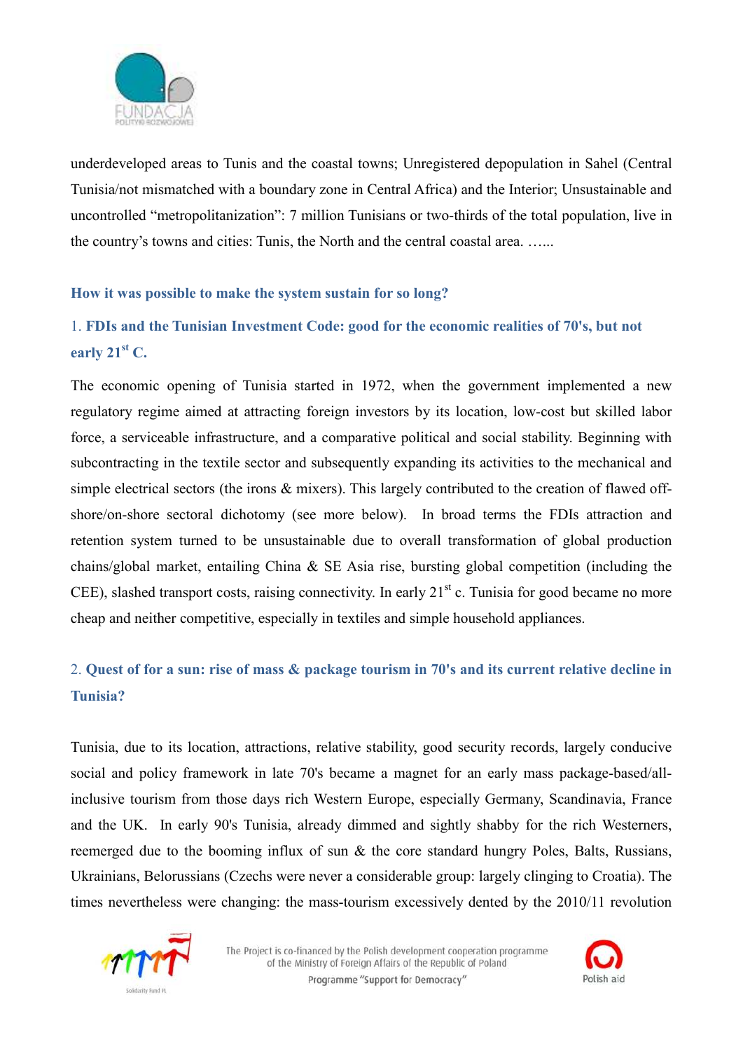underdeveloped areas to Tunis and the coastal towns; Unregistered depopulation in Sahel (Central Tunisia/not mismatched with a boundary zone in Central Africa) and the Interior; Unsustainable and uncontrolled "metropolitanization": 7 million Tunisians or two-thirds of the total population, live in the country's towns and cities: Tunis, the North and the central coastal area. …...

### How it was possible to make the system sustain for so long?

### 1. FDIs and the Tunisian Investment Code: good for the economic realities of 70's, but not early 21st C.

The economic opening of Tunisia started in 1972, when the government implemented a new regulatory regime aimed at attracting foreign investors by its location, low-cost but skilled labor force, a serviceable infrastructure, and a comparative political and social stability. Beginning with subcontracting in the textile sector and subsequently expanding its activities to the mechanical and simple electrical sectors (the irons & mixers). This largely contributed to the creation of flawed off-shore/on-shore sectoral dichotomy (see more below). In broad terms the FDIs attraction and retention system turned to be unsustainable due to overall transformation of global production chains/global market, entailing China & SE Asia rise, bursting global competition (including the CEE), slashed transport costs, raising connectivity. In early 21st c. Tunisia for good became no more cheap and neither competitive, especially in textiles and simple household appliances.

### 2. Quest of for a sun: rise of mass & package tourism in 70's and its current relative decline in Tunisia?

Tunisia, due to its location, attractions, relative stability, good security records, largely conducive social and policy framework in late 70's became a magnet for an early mass package-based/all-inclusive tourism from those days rich Western Europe, especially Germany, Scandinavia, France and the UK. In early 90's Tunisia, already dimmed and sightly shabby for the rich Westerners, reemerged due to the booming influx of sun & the core standard hungry Poles, Balts, Russians, Ukrainians, Belorussians (Czechs were never a considerable group: largely clinging to Croatia). The times nevertheless were changing: the mass-tourism excessively dented by the 2010/11 revolution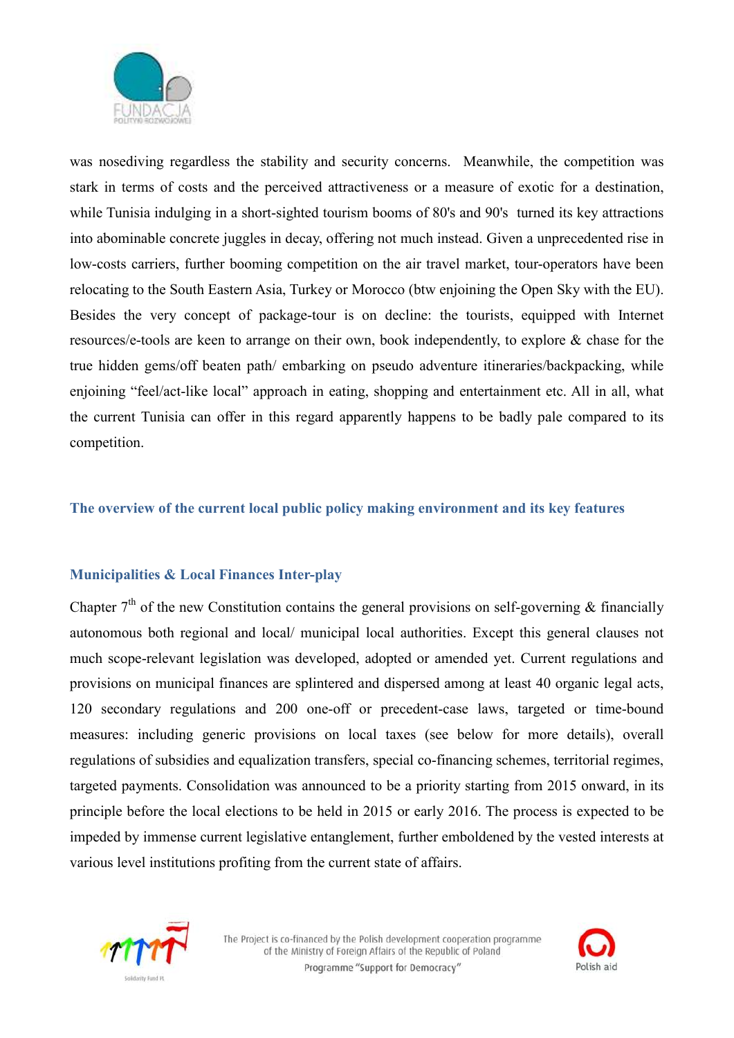was nosediving regardless the stability and security concerns. Meanwhile, the competition was stark in terms of costs and the perceived attractiveness or a measure of exotic for a destination, while Tunisia indulging in a short-sighted tourism booms of 80's and 90's turned its key attractions into abominable concrete juggles in decay, offering not much instead. Given a unprecedented rise in low-costs carriers, further booming competition on the air travel market, tour-operators have been relocating to the South Eastern Asia, Turkey or Morocco (btw enjoining the Open Sky with the EU). Besides the very concept of package-tour is on decline: the tourists, equipped with Internet resources/e-tools are keen to arrange on their own, book independently, to explore & chase for the true hidden gems/off beaten path/ embarking on pseudo adventure itineraries/backpacking, while enjoining "feel/act-like local" approach in eating, shopping and entertainment etc. All in all, what the current Tunisia can offer in this regard apparently happens to be badly pale compared to its competition.

## The overview of the current local public policy making environment and its key features

### Municipalities & Local Finances Inter-play

Chapter 7[th] of the new Constitution contains the general provisions on self-governing & financially autonomous both regional and local/ municipal local authorities. Except this general clauses not much scope-relevant legislation was developed, adopted or amended yet. Current regulations and provisions on municipal finances are splintered and dispersed among at least 40 organic legal acts, 120 secondary regulations and 200 one-off or precedent-case laws, targeted or time-bound measures: including generic provisions on local taxes (see below for more details), overall regulations of subsidies and equalization transfers, special co-financing schemes, territorial regimes, targeted payments. Consolidation was announced to be a priority starting from 2015 onward, in its principle before the local elections to be held in 2015 or early 2016. The process is expected to be impeded by immense current legislative entanglement, further emboldened by the vested interests at various level institutions profiting from the current state of affairs.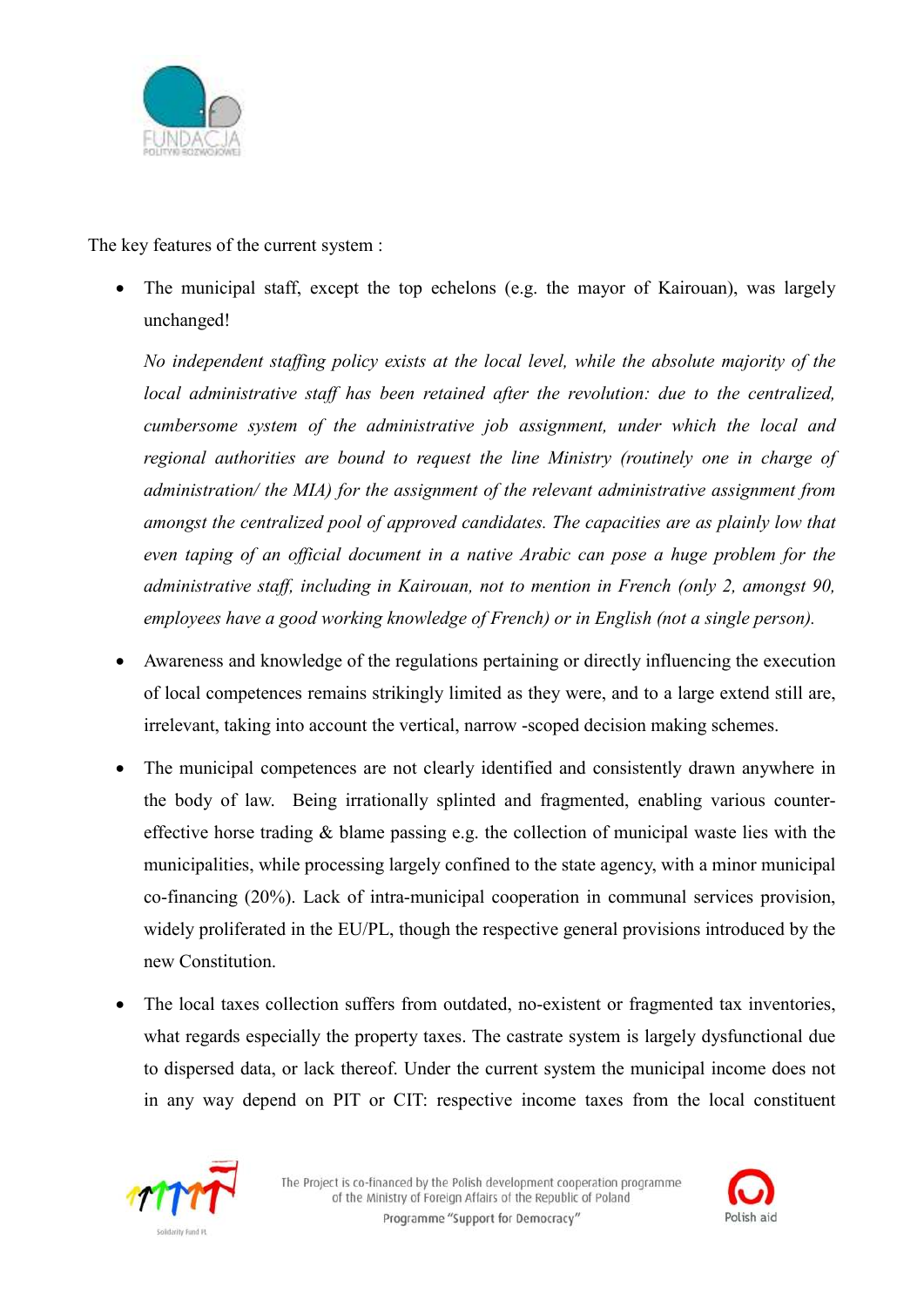The key features of the current system :

- The municipal staff, except the top echelons (e.g. the mayor of Kairouan), was largely unchanged!

  *No independent staffing policy exists at the local level, while the absolute majority of the local administrative staff has been retained after the revolution: due to the centralized, cumbersome system of the administrative job assignment, under which the local and regional authorities are bound to request the line Ministry (routinely one in charge of administration/ the MIA) for the assignment of the relevant administrative assignment from amongst the centralized pool of approved candidates. The capacities are as plainly low that even taping of an official document in a native Arabic can pose a huge problem for the administrative staff, including in Kairouan, not to mention in French (only 2, amongst 90, employees have a good working knowledge of French) or in English (not a single person).*

- Awareness and knowledge of the regulations pertaining or directly influencing the execution of local competences remains strikingly limited as they were, and to a large extend still are, irrelevant, taking into account the vertical, narrow -scoped decision making schemes.

- The municipal competences are not clearly identified and consistently drawn anywhere in the body of law. Being irrationally splinted and fragmented, enabling various counter-effective horse trading & blame passing e.g. the collection of municipal waste lies with the municipalities, while processing largely confined to the state agency, with a minor municipal co-financing (20%). Lack of intra-municipal cooperation in communal services provision, widely proliferated in the EU/PL, though the respective general provisions introduced by the new Constitution.

- The local taxes collection suffers from outdated, no-existent or fragmented tax inventories, what regards especially the property taxes. The castrate system is largely dysfunctional due to dispersed data, or lack thereof. Under the current system the municipal income does not in any way depend on PIT or CIT: respective income taxes from the local constituent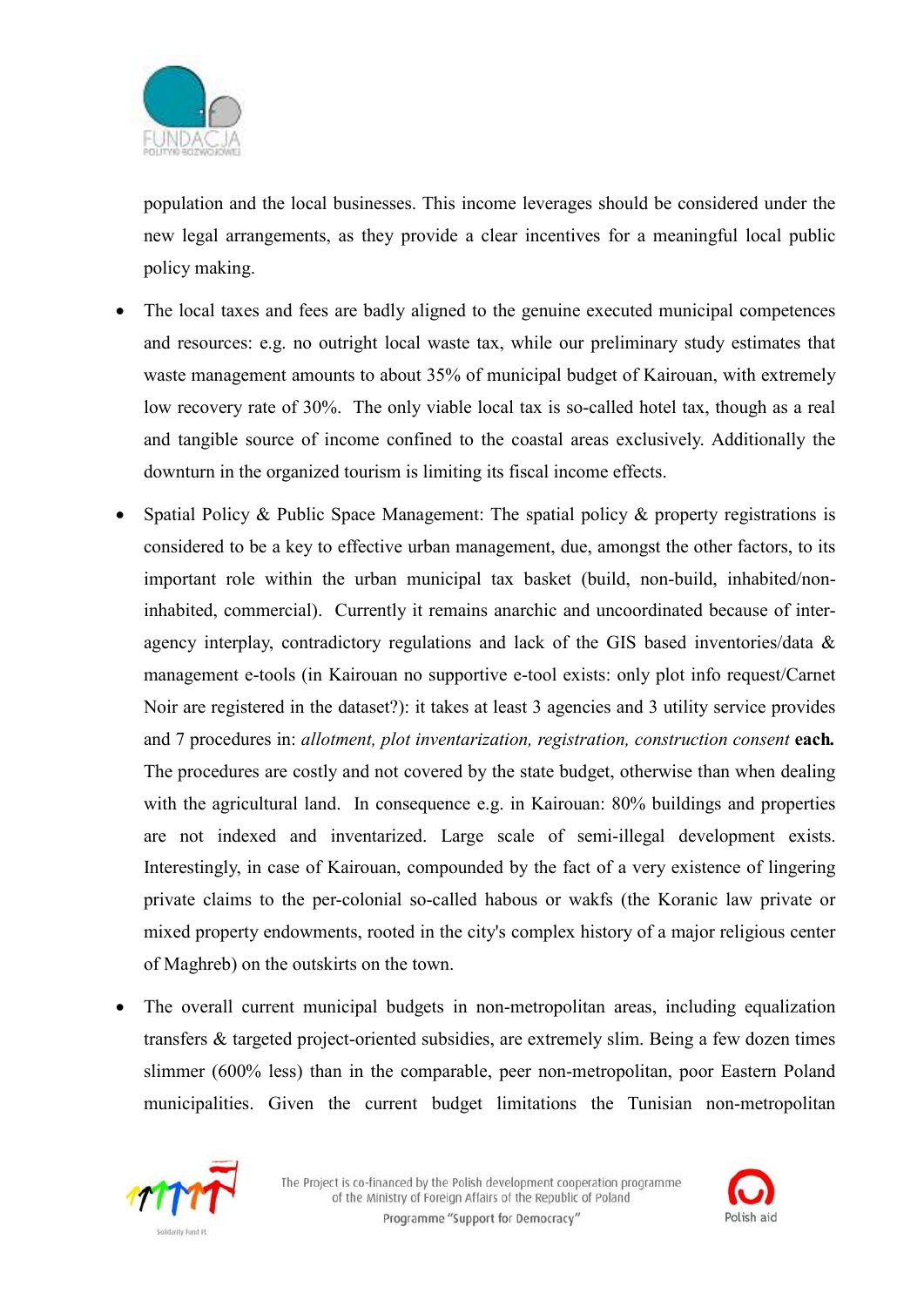population and the local businesses. This income leverages should be considered under the new legal arrangements, as they provide a clear incentives for a meaningful local public policy making.

- The local taxes and fees are badly aligned to the genuine executed municipal competences and resources: e.g. no outright local waste tax, while our preliminary study estimates that waste management amounts to about 35% of municipal budget of Kairouan, with extremely low recovery rate of 30%. The only viable local tax is so-called hotel tax, though as a real and tangible source of income confined to the coastal areas exclusively. Additionally the downturn in the organized tourism is limiting its fiscal income effects.

- Spatial Policy & Public Space Management: The spatial policy & property registrations is considered to be a key to effective urban management, due, amongst the other factors, to its important role within the urban municipal tax basket (build, non-build, inhabited/non-inhabited, commercial). Currently it remains anarchic and uncoordinated because of inter-agency interplay, contradictory regulations and lack of the GIS based inventories/data & management e-tools (in Kairouan no supportive e-tool exists: only plot info request/Carnet Noir are registered in the dataset?): it takes at least 3 agencies and 3 utility service provides and 7 procedures in: *allotment, plot inventarization, registration, construction consent* **each.** The procedures are costly and not covered by the state budget, otherwise than when dealing with the agricultural land. In consequence e.g. in Kairouan: 80% buildings and properties are not indexed and inventarized. Large scale of semi-illegal development exists. Interestingly, in case of Kairouan, compounded by the fact of a very existence of lingering private claims to the per-colonial so-called habous or wakfs (the Koranic law private or mixed property endowments, rooted in the city's complex history of a major religious center of Maghreb) on the outskirts on the town.

- The overall current municipal budgets in non-metropolitan areas, including equalization transfers & targeted project-oriented subsidies, are extremely slim. Being a few dozen times slimmer (600% less) than in the comparable, peer non-metropolitan, poor Eastern Poland municipalities. Given the current budget limitations the Tunisian non-metropolitan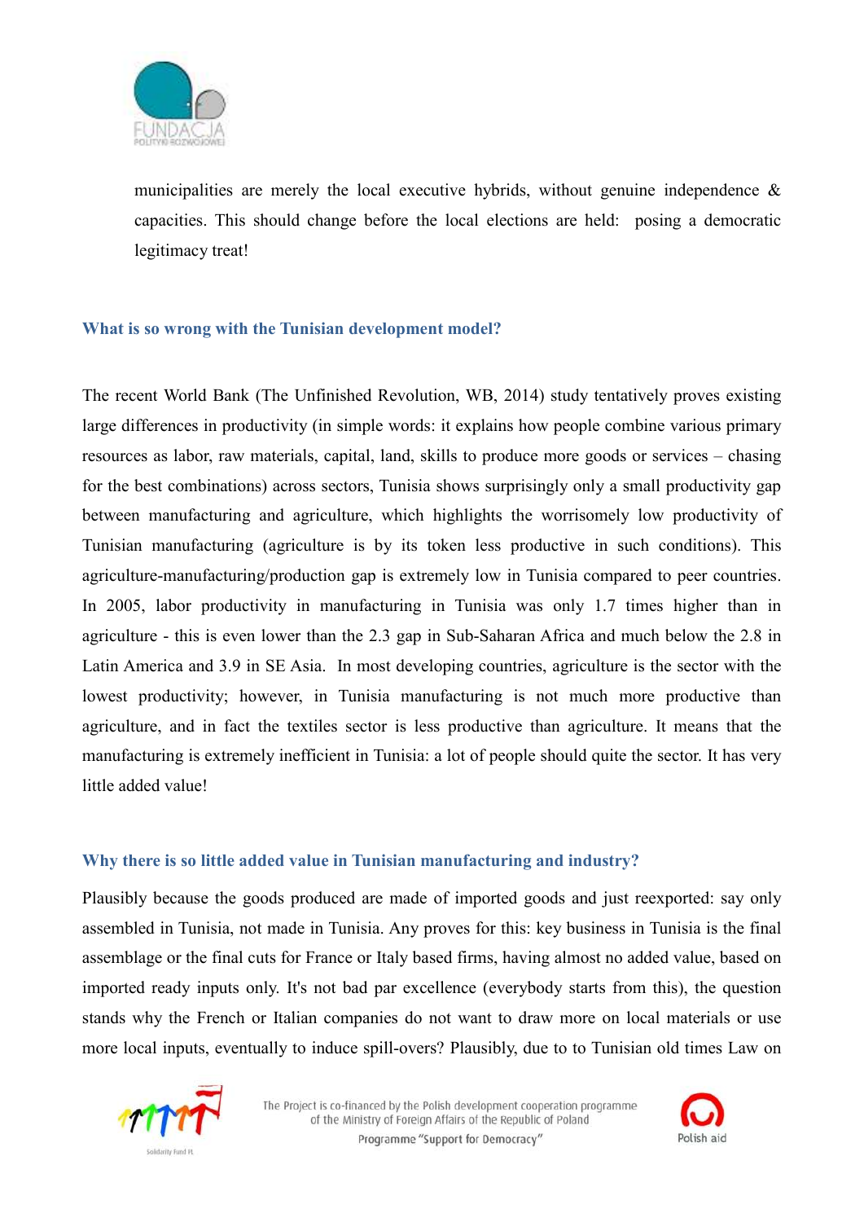municipalities are merely the local executive hybrids, without genuine independence & capacities. This should change before the local elections are held: posing a democratic legitimacy treat!

### What is so wrong with the Tunisian development model?

The recent World Bank (The Unfinished Revolution, WB, 2014) study tentatively proves existing large differences in productivity (in simple words: it explains how people combine various primary resources as labor, raw materials, capital, land, skills to produce more goods or services – chasing for the best combinations) across sectors, Tunisia shows surprisingly only a small productivity gap between manufacturing and agriculture, which highlights the worrisomely low productivity of Tunisian manufacturing (agriculture is by its token less productive in such conditions). This agriculture-manufacturing/production gap is extremely low in Tunisia compared to peer countries. In 2005, labor productivity in manufacturing in Tunisia was only 1.7 times higher than in agriculture - this is even lower than the 2.3 gap in Sub-Saharan Africa and much below the 2.8 in Latin America and 3.9 in SE Asia. In most developing countries, agriculture is the sector with the lowest productivity; however, in Tunisia manufacturing is not much more productive than agriculture, and in fact the textiles sector is less productive than agriculture. It means that the manufacturing is extremely inefficient in Tunisia: a lot of people should quite the sector. It has very little added value!

### Why there is so little added value in Tunisian manufacturing and industry?

Plausibly because the goods produced are made of imported goods and just reexported: say only assembled in Tunisia, not made in Tunisia. Any proves for this: key business in Tunisia is the final assemblage or the final cuts for France or Italy based firms, having almost no added value, based on imported ready inputs only. It's not bad par excellence (everybody starts from this), the question stands why the French or Italian companies do not want to draw more on local materials or use more local inputs, eventually to induce spill-overs? Plausibly, due to to Tunisian old times Law on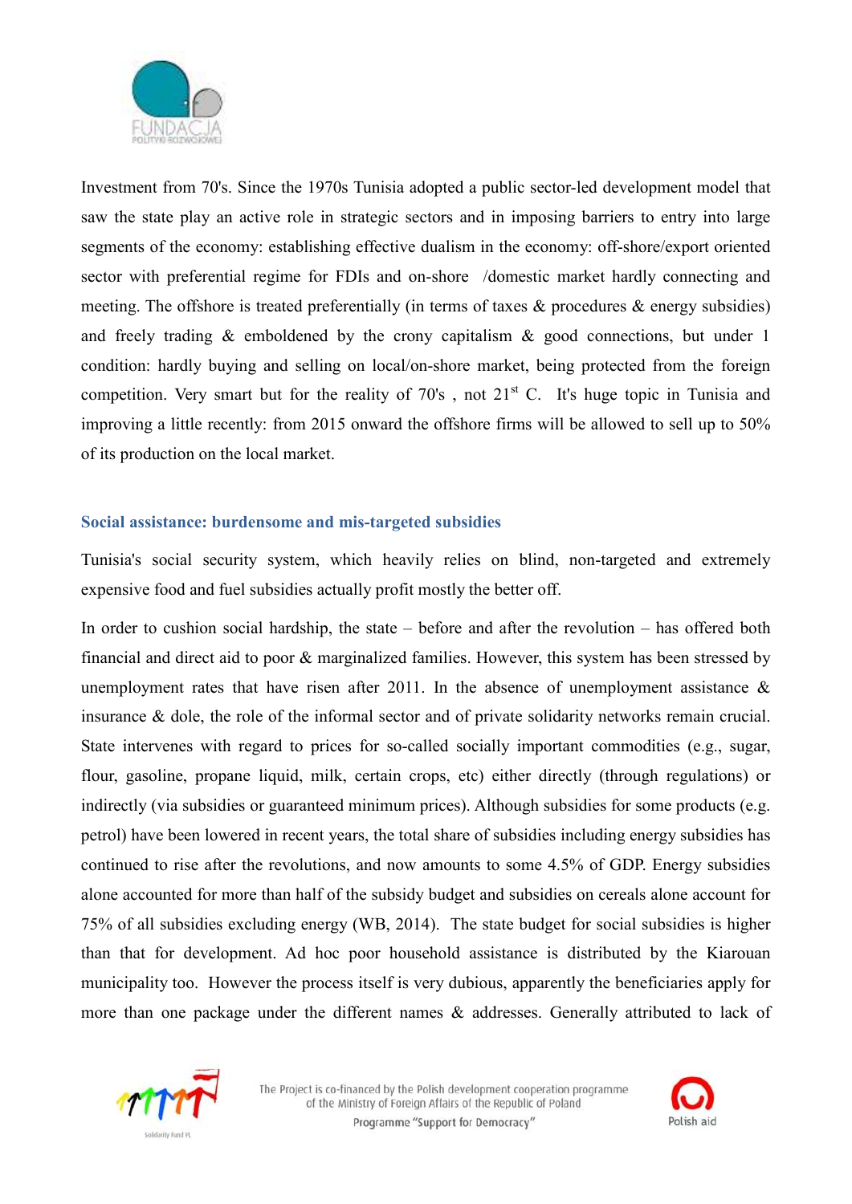Investment from 70's. Since the 1970s Tunisia adopted a public sector-led development model that saw the state play an active role in strategic sectors and in imposing barriers to entry into large segments of the economy: establishing effective dualism in the economy: off-shore/export oriented sector with preferential regime for FDIs and on-shore /domestic market hardly connecting and meeting. The offshore is treated preferentially (in terms of taxes & procedures & energy subsidies) and freely trading & emboldened by the crony capitalism & good connections, but under 1 condition: hardly buying and selling on local/on-shore market, being protected from the foreign competition. Very smart but for the reality of 70's , not 21st C. It's huge topic in Tunisia and improving a little recently: from 2015 onward the offshore firms will be allowed to sell up to 50% of its production on the local market.

### Social assistance: burdensome and mis-targeted subsidies

Tunisia's social security system, which heavily relies on blind, non-targeted and extremely expensive food and fuel subsidies actually profit mostly the better off.

In order to cushion social hardship, the state – before and after the revolution – has offered both financial and direct aid to poor & marginalized families. However, this system has been stressed by unemployment rates that have risen after 2011. In the absence of unemployment assistance & insurance & dole, the role of the informal sector and of private solidarity networks remain crucial. State intervenes with regard to prices for so-called socially important commodities (e.g., sugar, flour, gasoline, propane liquid, milk, certain crops, etc) either directly (through regulations) or indirectly (via subsidies or guaranteed minimum prices). Although subsidies for some products (e.g. petrol) have been lowered in recent years, the total share of subsidies including energy subsidies has continued to rise after the revolutions, and now amounts to some 4.5% of GDP. Energy subsidies alone accounted for more than half of the subsidy budget and subsidies on cereals alone account for 75% of all subsidies excluding energy (WB, 2014). The state budget for social subsidies is higher than that for development. Ad hoc poor household assistance is distributed by the Kiarouan municipality too. However the process itself is very dubious, apparently the beneficiaries apply for more than one package under the different names & addresses. Generally attributed to lack of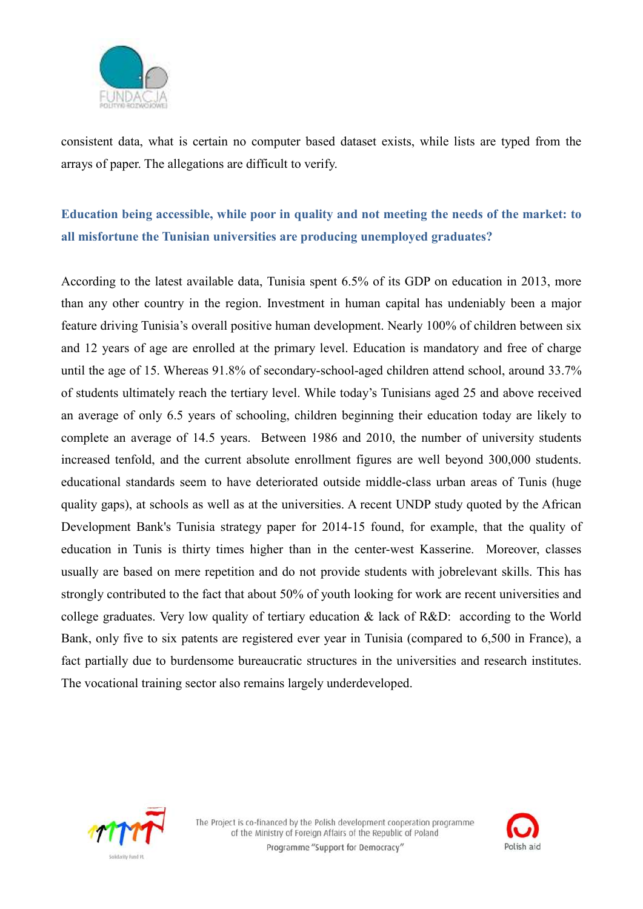consistent data, what is certain no computer based dataset exists, while lists are typed from the arrays of paper. The allegations are difficult to verify.

### Education being accessible, while poor in quality and not meeting the needs of the market: to all misfortune the Tunisian universities are producing unemployed graduates?

According to the latest available data, Tunisia spent 6.5% of its GDP on education in 2013, more than any other country in the region. Investment in human capital has undeniably been a major feature driving Tunisia's overall positive human development. Nearly 100% of children between six and 12 years of age are enrolled at the primary level. Education is mandatory and free of charge until the age of 15. Whereas 91.8% of secondary-school-aged children attend school, around 33.7% of students ultimately reach the tertiary level. While today's Tunisians aged 25 and above received an average of only 6.5 years of schooling, children beginning their education today are likely to complete an average of 14.5 years. Between 1986 and 2010, the number of university students increased tenfold, and the current absolute enrollment figures are well beyond 300,000 students. educational standards seem to have deteriorated outside middle-class urban areas of Tunis (huge quality gaps), at schools as well as at the universities. A recent UNDP study quoted by the African Development Bank's Tunisia strategy paper for 2014-15 found, for example, that the quality of education in Tunis is thirty times higher than in the center-west Kasserine. Moreover, classes usually are based on mere repetition and do not provide students with jobrelevant skills. This has strongly contributed to the fact that about 50% of youth looking for work are recent universities and college graduates. Very low quality of tertiary education & lack of R&D: according to the World Bank, only five to six patents are registered ever year in Tunisia (compared to 6,500 in France), a fact partially due to burdensome bureaucratic structures in the universities and research institutes. The vocational training sector also remains largely underdeveloped.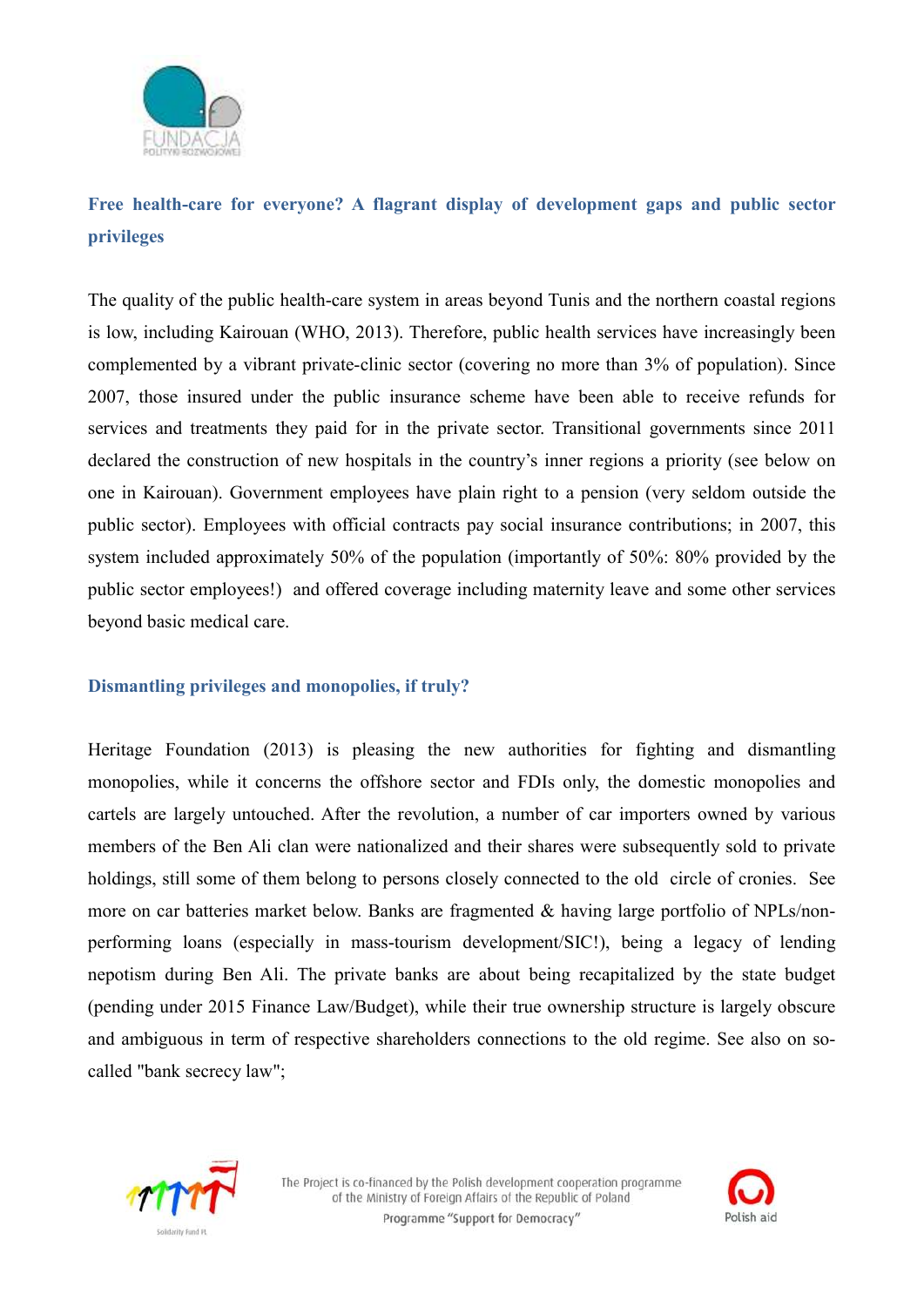## Free health-care for everyone? A flagrant display of development gaps and public sector privileges

The quality of the public health-care system in areas beyond Tunis and the northern coastal regions is low, including Kairouan (WHO, 2013). Therefore, public health services have increasingly been complemented by a vibrant private-clinic sector (covering no more than 3% of population). Since 2007, those insured under the public insurance scheme have been able to receive refunds for services and treatments they paid for in the private sector. Transitional governments since 2011 declared the construction of new hospitals in the country's inner regions a priority (see below on one in Kairouan). Government employees have plain right to a pension (very seldom outside the public sector). Employees with official contracts pay social insurance contributions; in 2007, this system included approximately 50% of the population (importantly of 50%: 80% provided by the public sector employees!) and offered coverage including maternity leave and some other services beyond basic medical care.

## Dismantling privileges and monopolies, if truly?

Heritage Foundation (2013) is pleasing the new authorities for fighting and dismantling monopolies, while it concerns the offshore sector and FDIs only, the domestic monopolies and cartels are largely untouched. After the revolution, a number of car importers owned by various members of the Ben Ali clan were nationalized and their shares were subsequently sold to private holdings, still some of them belong to persons closely connected to the old circle of cronies. See more on car batteries market below. Banks are fragmented & having large portfolio of NPLs/non-performing loans (especially in mass-tourism development/SIC!), being a legacy of lending nepotism during Ben Ali. The private banks are about being recapitalized by the state budget (pending under 2015 Finance Law/Budget), while their true ownership structure is largely obscure and ambiguous in term of respective shareholders connections to the old regime. See also on so-called "bank secrecy law";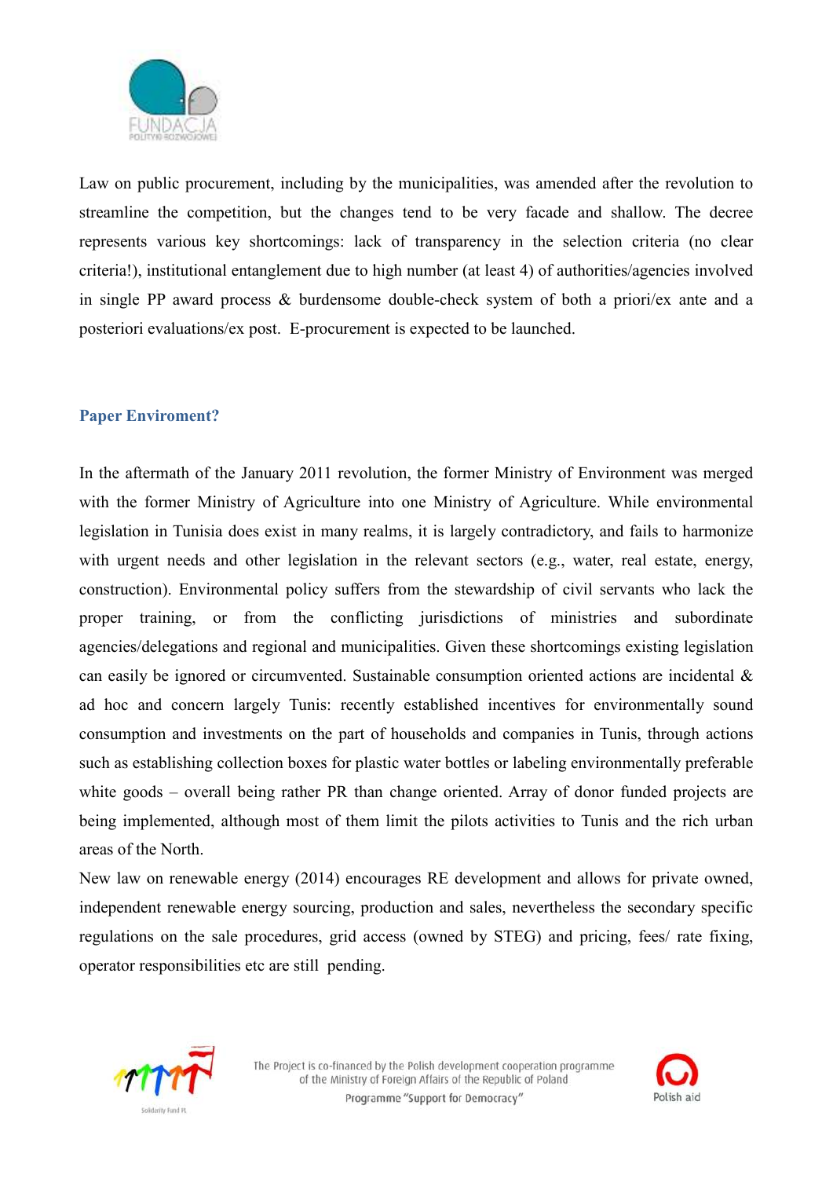Law on public procurement, including by the municipalities, was amended after the revolution to streamline the competition, but the changes tend to be very facade and shallow. The decree represents various key shortcomings: lack of transparency in the selection criteria (no clear criteria!), institutional entanglement due to high number (at least 4) of authorities/agencies involved in single PP award process & burdensome double-check system of both a priori/ex ante and a posteriori evaluations/ex post. E-procurement is expected to be launched.

### Paper Enviroment?

In the aftermath of the January 2011 revolution, the former Ministry of Environment was merged with the former Ministry of Agriculture into one Ministry of Agriculture. While environmental legislation in Tunisia does exist in many realms, it is largely contradictory, and fails to harmonize with urgent needs and other legislation in the relevant sectors (e.g., water, real estate, energy, construction). Environmental policy suffers from the stewardship of civil servants who lack the proper training, or from the conflicting jurisdictions of ministries and subordinate agencies/delegations and regional and municipalities. Given these shortcomings existing legislation can easily be ignored or circumvented. Sustainable consumption oriented actions are incidental & ad hoc and concern largely Tunis: recently established incentives for environmentally sound consumption and investments on the part of households and companies in Tunis, through actions such as establishing collection boxes for plastic water bottles or labeling environmentally preferable white goods – overall being rather PR than change oriented. Array of donor funded projects are being implemented, although most of them limit the pilots activities to Tunis and the rich urban areas of the North.

New law on renewable energy (2014) encourages RE development and allows for private owned, independent renewable energy sourcing, production and sales, nevertheless the secondary specific regulations on the sale procedures, grid access (owned by STEG) and pricing, fees/ rate fixing, operator responsibilities etc are still pending.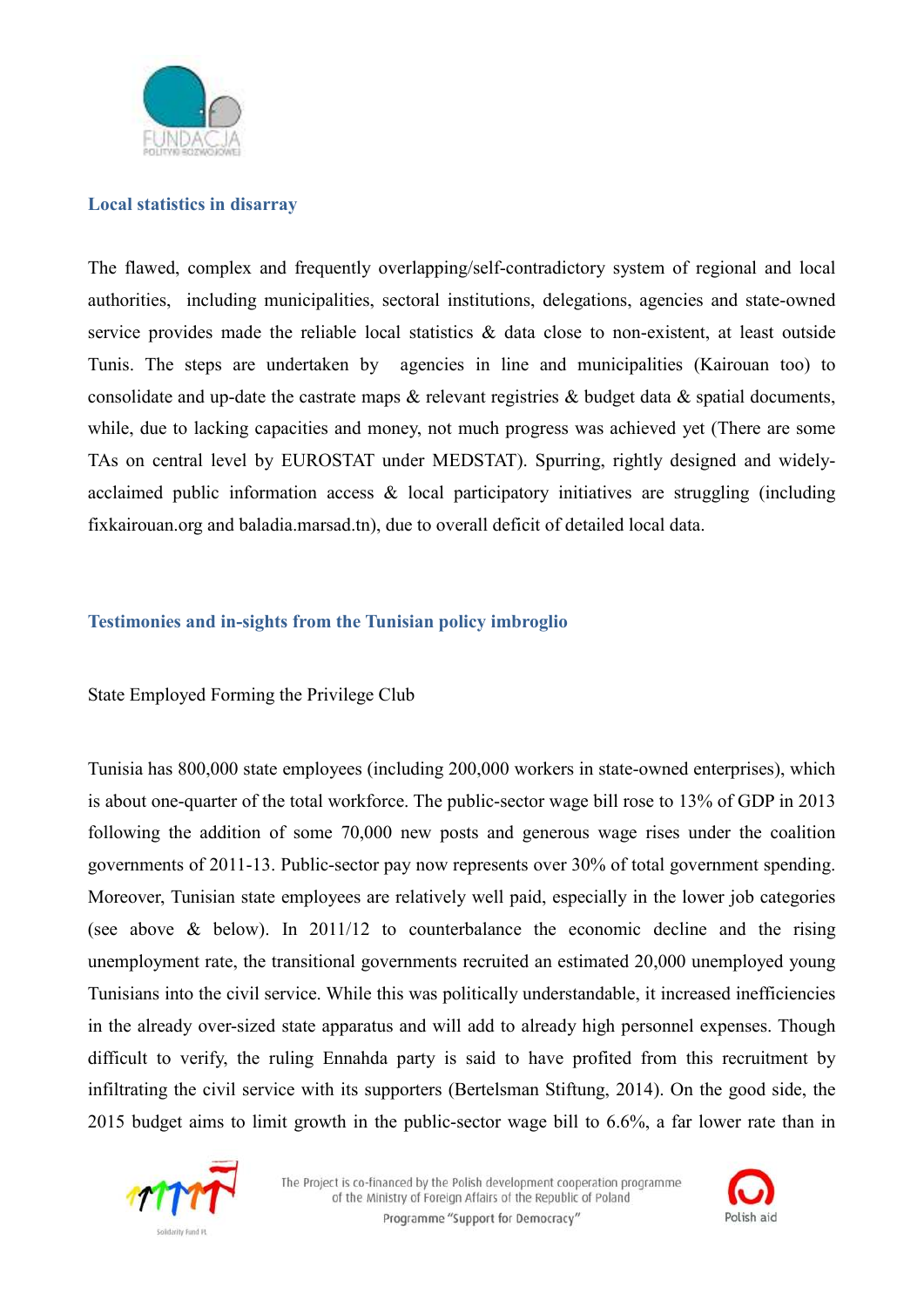### Local statistics in disarray

The flawed, complex and frequently overlapping/self-contradictory system of regional and local authorities, including municipalities, sectoral institutions, delegations, agencies and state-owned service provides made the reliable local statistics & data close to non-existent, at least outside Tunis. The steps are undertaken by agencies in line and municipalities (Kairouan too) to consolidate and up-date the castrate maps & relevant registries & budget data & spatial documents, while, due to lacking capacities and money, not much progress was achieved yet (There are some TAs on central level by EUROSTAT under MEDSTAT). Spurring, rightly designed and widely-acclaimed public information access & local participatory initiatives are struggling (including fixkairouan.org and baladia.marsad.tn), due to overall deficit of detailed local data.

### Testimonies and in-sights from the Tunisian policy imbroglio

State Employed Forming the Privilege Club

Tunisia has 800,000 state employees (including 200,000 workers in state-owned enterprises), which is about one-quarter of the total workforce. The public-sector wage bill rose to 13% of GDP in 2013 following the addition of some 70,000 new posts and generous wage rises under the coalition governments of 2011-13. Public-sector pay now represents over 30% of total government spending. Moreover, Tunisian state employees are relatively well paid, especially in the lower job categories (see above & below). In 2011/12 to counterbalance the economic decline and the rising unemployment rate, the transitional governments recruited an estimated 20,000 unemployed young Tunisians into the civil service. While this was politically understandable, it increased inefficiencies in the already over-sized state apparatus and will add to already high personnel expenses. Though difficult to verify, the ruling Ennahda party is said to have profited from this recruitment by infiltrating the civil service with its supporters (Bertelsman Stiftung, 2014). On the good side, the 2015 budget aims to limit growth in the public-sector wage bill to 6.6%, a far lower rate than in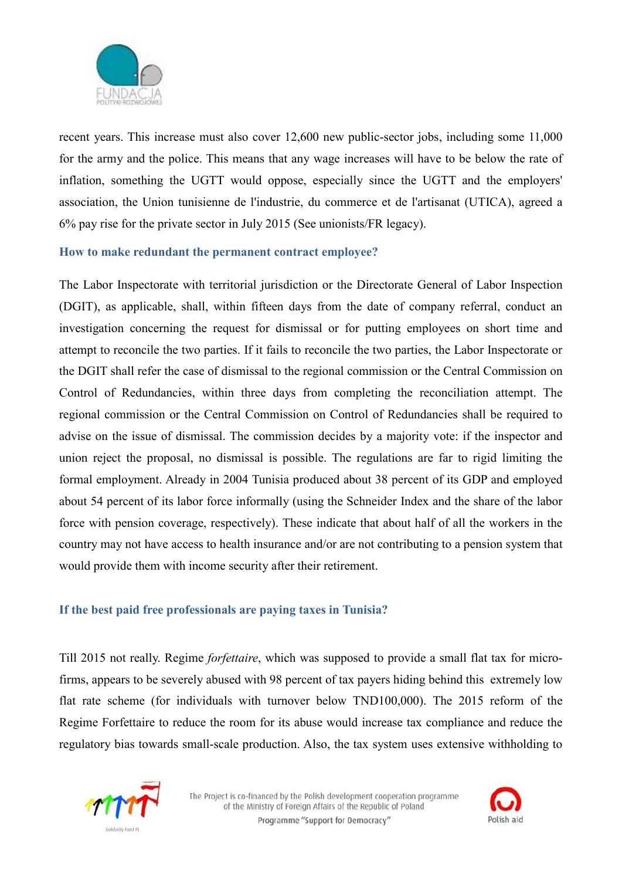recent years. This increase must also cover 12,600 new public-sector jobs, including some 11,000 for the army and the police. This means that any wage increases will have to be below the rate of inflation, something the UGTT would oppose, especially since the UGTT and the employers' association, the Union tunisienne de l'industrie, du commerce et de l'artisanat (UTICA), agreed a 6% pay rise for the private sector in July 2015 (See unionists/FR legacy).

### How to make redundant the permanent contract employee?

The Labor Inspectorate with territorial jurisdiction or the Directorate General of Labor Inspection (DGIT), as applicable, shall, within fifteen days from the date of company referral, conduct an investigation concerning the request for dismissal or for putting employees on short time and attempt to reconcile the two parties. If it fails to reconcile the two parties, the Labor Inspectorate or the DGIT shall refer the case of dismissal to the regional commission or the Central Commission on Control of Redundancies, within three days from completing the reconciliation attempt. The regional commission or the Central Commission on Control of Redundancies shall be required to advise on the issue of dismissal. The commission decides by a majority vote: if the inspector and union reject the proposal, no dismissal is possible. The regulations are far to rigid limiting the formal employment. Already in 2004 Tunisia produced about 38 percent of its GDP and employed about 54 percent of its labor force informally (using the Schneider Index and the share of the labor force with pension coverage, respectively). These indicate that about half of all the workers in the country may not have access to health insurance and/or are not contributing to a pension system that would provide them with income security after their retirement.

### If the best paid free professionals are paying taxes in Tunisia?

Till 2015 not really. Regime *forfettaire*, which was supposed to provide a small flat tax for micro-firms, appears to be severely abused with 98 percent of tax payers hiding behind this extremely low flat rate scheme (for individuals with turnover below TND100,000). The 2015 reform of the Regime Forfettaire to reduce the room for its abuse would increase tax compliance and reduce the regulatory bias towards small-scale production. Also, the tax system uses extensive withholding to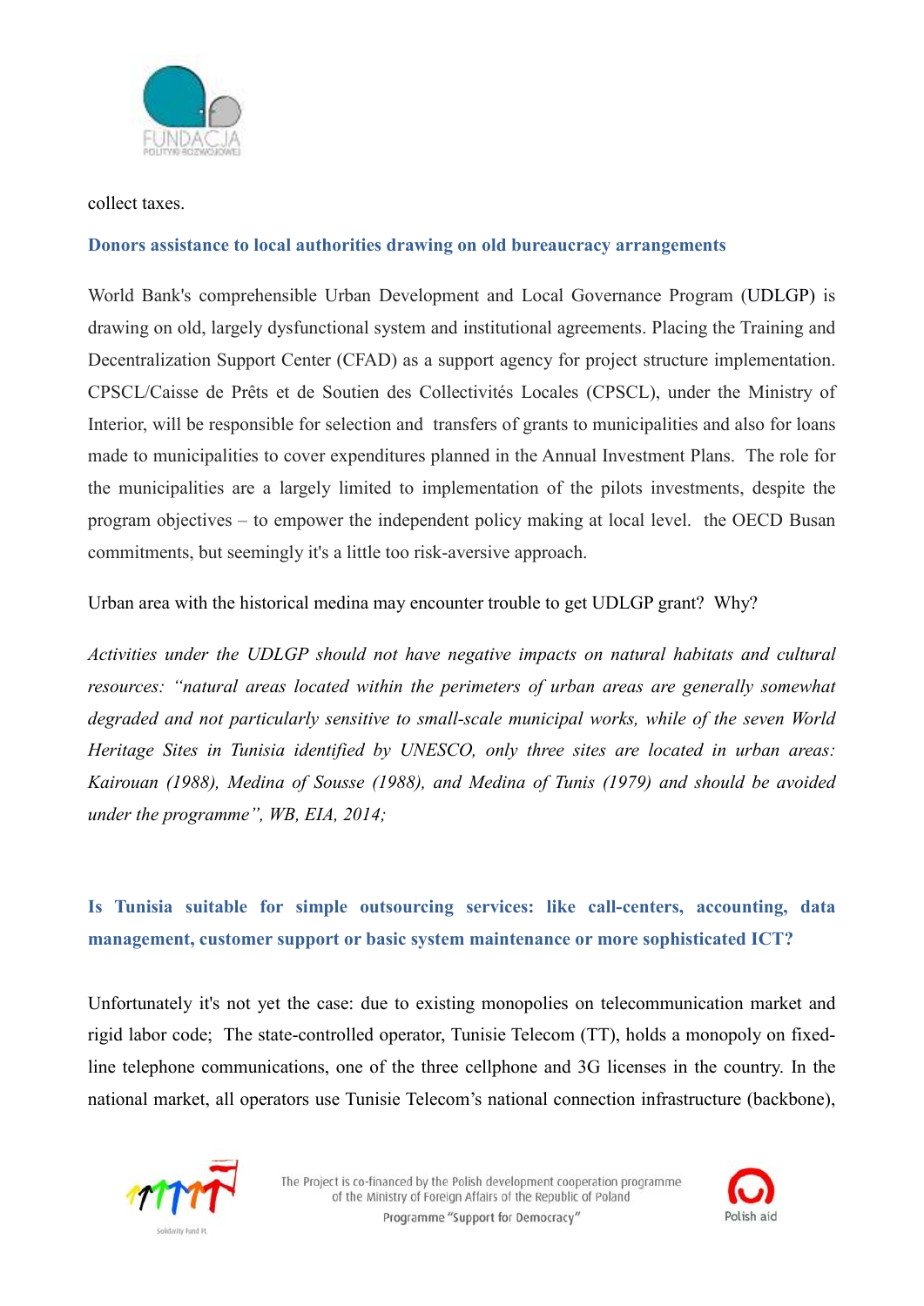collect taxes.

## Donors assistance to local authorities drawing on old bureaucracy arrangements

World Bank's comprehensible Urban Development and Local Governance Program (UDLGP) is drawing on old, largely dysfunctional system and institutional agreements. Placing the Training and Decentralization Support Center (CFAD) as a support agency for project structure implementation. CPSCL/Caisse de Prêts et de Soutien des Collectivités Locales (CPSCL), under the Ministry of Interior, will be responsible for selection and transfers of grants to municipalities and also for loans made to municipalities to cover expenditures planned in the Annual Investment Plans. The role for the municipalities are a largely limited to implementation of the pilots investments, despite the program objectives – to empower the independent policy making at local level. the OECD Busan commitments, but seemingly it's a little too risk-aversive approach.

Urban area with the historical medina may encounter trouble to get UDLGP grant? Why?

*Activities under the UDLGP should not have negative impacts on natural habitats and cultural resources: "natural areas located within the perimeters of urban areas are generally somewhat degraded and not particularly sensitive to small-scale municipal works, while of the seven World Heritage Sites in Tunisia identified by UNESCO, only three sites are located in urban areas: Kairouan (1988), Medina of Sousse (1988), and Medina of Tunis (1979) and should be avoided under the programme", WB, EIA, 2014;*

## Is Tunisia suitable for simple outsourcing services: like call-centers, accounting, data management, customer support or basic system maintenance or more sophisticated ICT?

Unfortunately it's not yet the case: due to existing monopolies on telecommunication market and rigid labor code; The state-controlled operator, Tunisie Telecom (TT), holds a monopoly on fixed-line telephone communications, one of the three cellphone and 3G licenses in the country. In the national market, all operators use Tunisie Telecom's national connection infrastructure (backbone),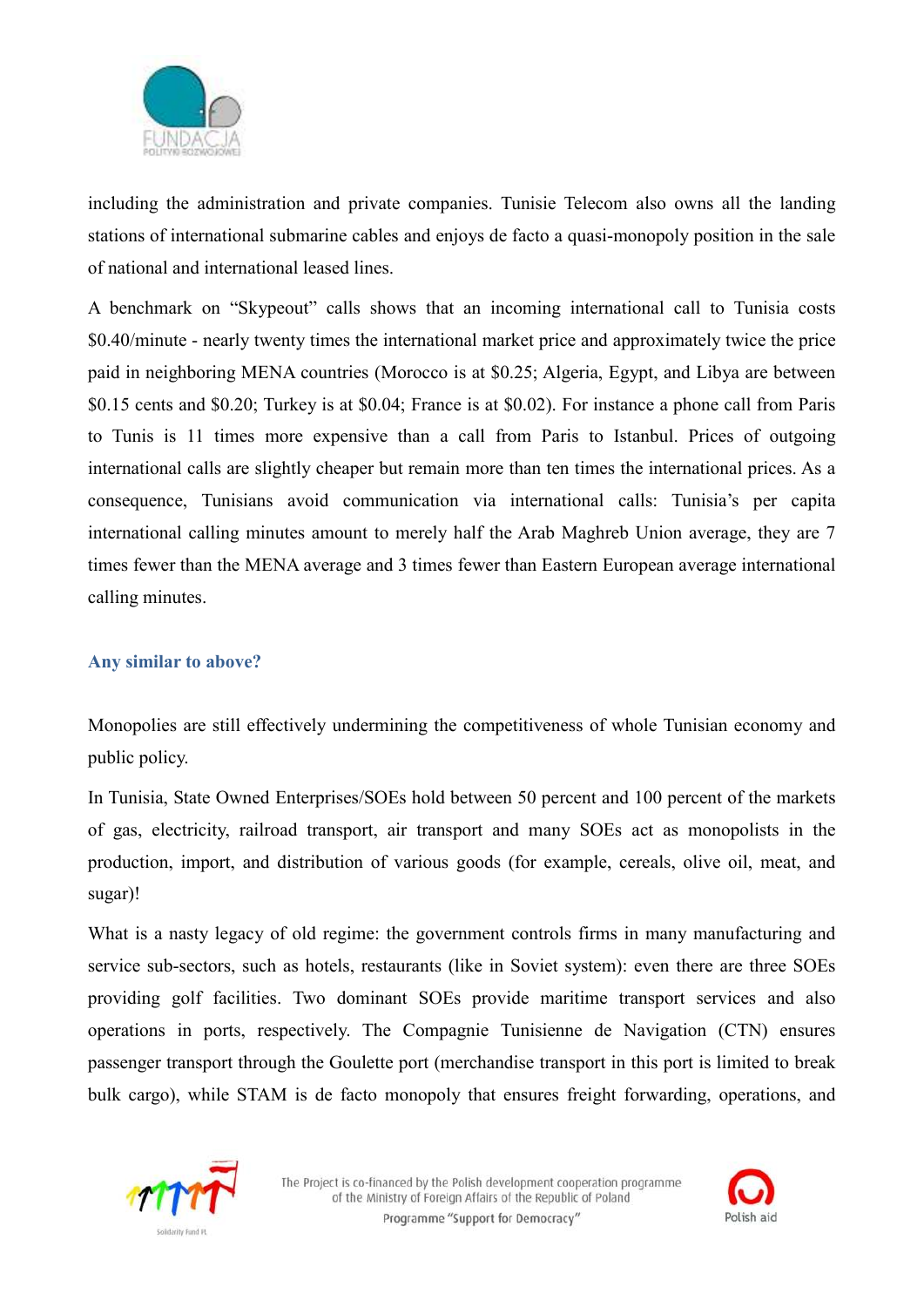including the administration and private companies. Tunisie Telecom also owns all the landing stations of international submarine cables and enjoys de facto a quasi-monopoly position in the sale of national and international leased lines.

A benchmark on "Skypeout" calls shows that an incoming international call to Tunisia costs \$0.40/minute - nearly twenty times the international market price and approximately twice the price paid in neighboring MENA countries (Morocco is at \$0.25; Algeria, Egypt, and Libya are between \$0.15 cents and \$0.20; Turkey is at \$0.04; France is at \$0.02). For instance a phone call from Paris to Tunis is 11 times more expensive than a call from Paris to Istanbul. Prices of outgoing international calls are slightly cheaper but remain more than ten times the international prices. As a consequence, Tunisians avoid communication via international calls: Tunisia's per capita international calling minutes amount to merely half the Arab Maghreb Union average, they are 7 times fewer than the MENA average and 3 times fewer than Eastern European average international calling minutes.

### Any similar to above?

Monopolies are still effectively undermining the competitiveness of whole Tunisian economy and public policy.

In Tunisia, State Owned Enterprises/SOEs hold between 50 percent and 100 percent of the markets of gas, electricity, railroad transport, air transport and many SOEs act as monopolists in the production, import, and distribution of various goods (for example, cereals, olive oil, meat, and sugar)!

What is a nasty legacy of old regime: the government controls firms in many manufacturing and service sub-sectors, such as hotels, restaurants (like in Soviet system): even there are three SOEs providing golf facilities. Two dominant SOEs provide maritime transport services and also operations in ports, respectively. The Compagnie Tunisienne de Navigation (CTN) ensures passenger transport through the Goulette port (merchandise transport in this port is limited to break bulk cargo), while STAM is de facto monopoly that ensures freight forwarding, operations, and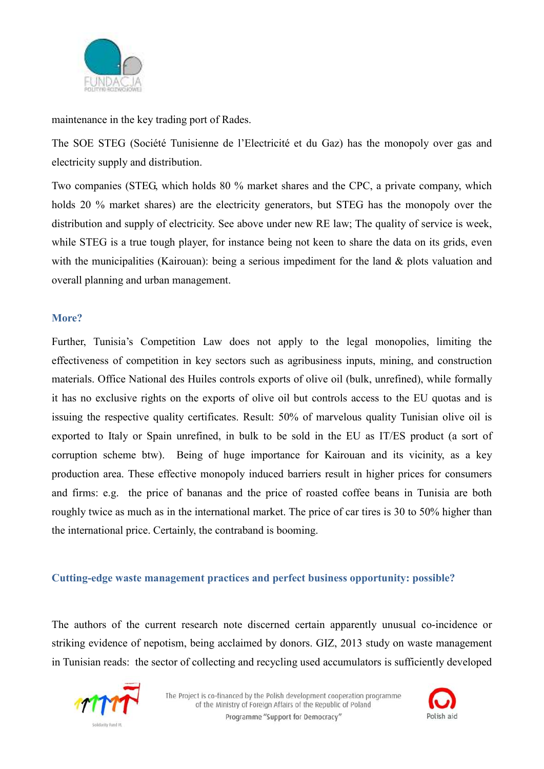maintenance in the key trading port of Rades.

The SOE STEG (Société Tunisienne de l'Electricité et du Gaz) has the monopoly over gas and electricity supply and distribution.

Two companies (STEG, which holds 80 % market shares and the CPC, a private company, which holds 20 % market shares) are the electricity generators, but STEG has the monopoly over the distribution and supply of electricity. See above under new RE law; The quality of service is week, while STEG is a true tough player, for instance being not keen to share the data on its grids, even with the municipalities (Kairouan): being a serious impediment for the land & plots valuation and overall planning and urban management.

### More?

Further, Tunisia's Competition Law does not apply to the legal monopolies, limiting the effectiveness of competition in key sectors such as agribusiness inputs, mining, and construction materials. Office National des Huiles controls exports of olive oil (bulk, unrefined), while formally it has no exclusive rights on the exports of olive oil but controls access to the EU quotas and is issuing the respective quality certificates. Result: 50% of marvelous quality Tunisian olive oil is exported to Italy or Spain unrefined, in bulk to be sold in the EU as IT/ES product (a sort of corruption scheme btw). Being of huge importance for Kairouan and its vicinity, as a key production area. These effective monopoly induced barriers result in higher prices for consumers and firms: e.g. the price of bananas and the price of roasted coffee beans in Tunisia are both roughly twice as much as in the international market. The price of car tires is 30 to 50% higher than the international price. Certainly, the contraband is booming.

### Cutting-edge waste management practices and perfect business opportunity: possible?

The authors of the current research note discerned certain apparently unusual co-incidence or striking evidence of nepotism, being acclaimed by donors. GIZ, 2013 study on waste management in Tunisian reads: the sector of collecting and recycling used accumulators is sufficiently developed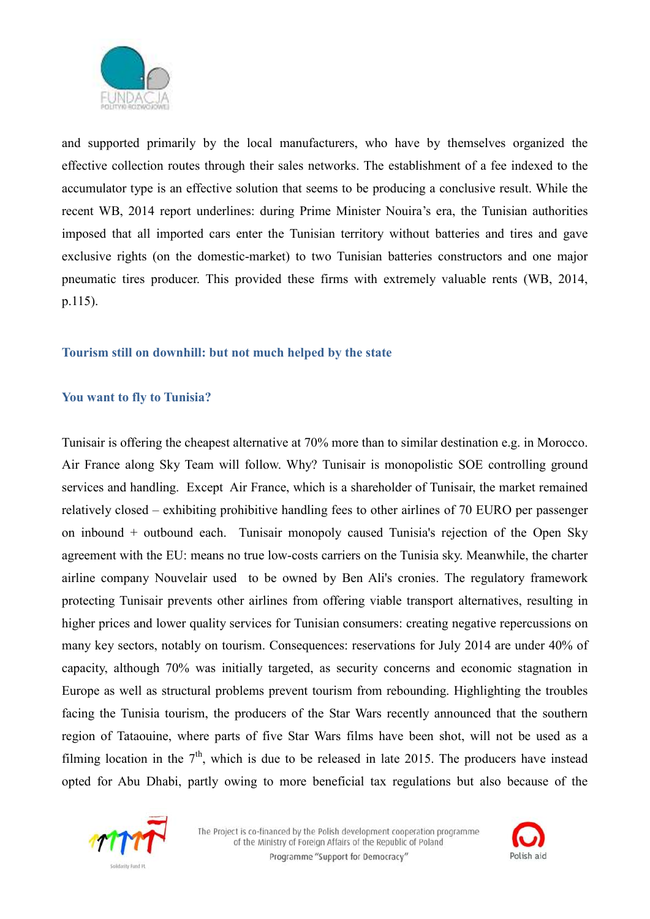and supported primarily by the local manufacturers, who have by themselves organized the effective collection routes through their sales networks. The establishment of a fee indexed to the accumulator type is an effective solution that seems to be producing a conclusive result. While the recent WB, 2014 report underlines: during Prime Minister Nouira's era, the Tunisian authorities imposed that all imported cars enter the Tunisian territory without batteries and tires and gave exclusive rights (on the domestic-market) to two Tunisian batteries constructors and one major pneumatic tires producer. This provided these firms with extremely valuable rents (WB, 2014, p.115).

### Tourism still on downhill: but not much helped by the state

### You want to fly to Tunisia?

Tunisair is offering the cheapest alternative at 70% more than to similar destination e.g. in Morocco. Air France along Sky Team will follow. Why? Tunisair is monopolistic SOE controlling ground services and handling. Except Air France, which is a shareholder of Tunisair, the market remained relatively closed – exhibiting prohibitive handling fees to other airlines of 70 EURO per passenger on inbound + outbound each. Tunisair monopoly caused Tunisia's rejection of the Open Sky agreement with the EU: means no true low-costs carriers on the Tunisia sky. Meanwhile, the charter airline company Nouvelair used to be owned by Ben Ali's cronies. The regulatory framework protecting Tunisair prevents other airlines from offering viable transport alternatives, resulting in higher prices and lower quality services for Tunisian consumers: creating negative repercussions on many key sectors, notably on tourism. Consequences: reservations for July 2014 are under 40% of capacity, although 70% was initially targeted, as security concerns and economic stagnation in Europe as well as structural problems prevent tourism from rebounding. Highlighting the troubles facing the Tunisia tourism, the producers of the Star Wars recently announced that the southern region of Tataouine, where parts of five Star Wars films have been shot, will not be used as a filming location in the 7th, which is due to be released in late 2015. The producers have instead opted for Abu Dhabi, partly owing to more beneficial tax regulations but also because of the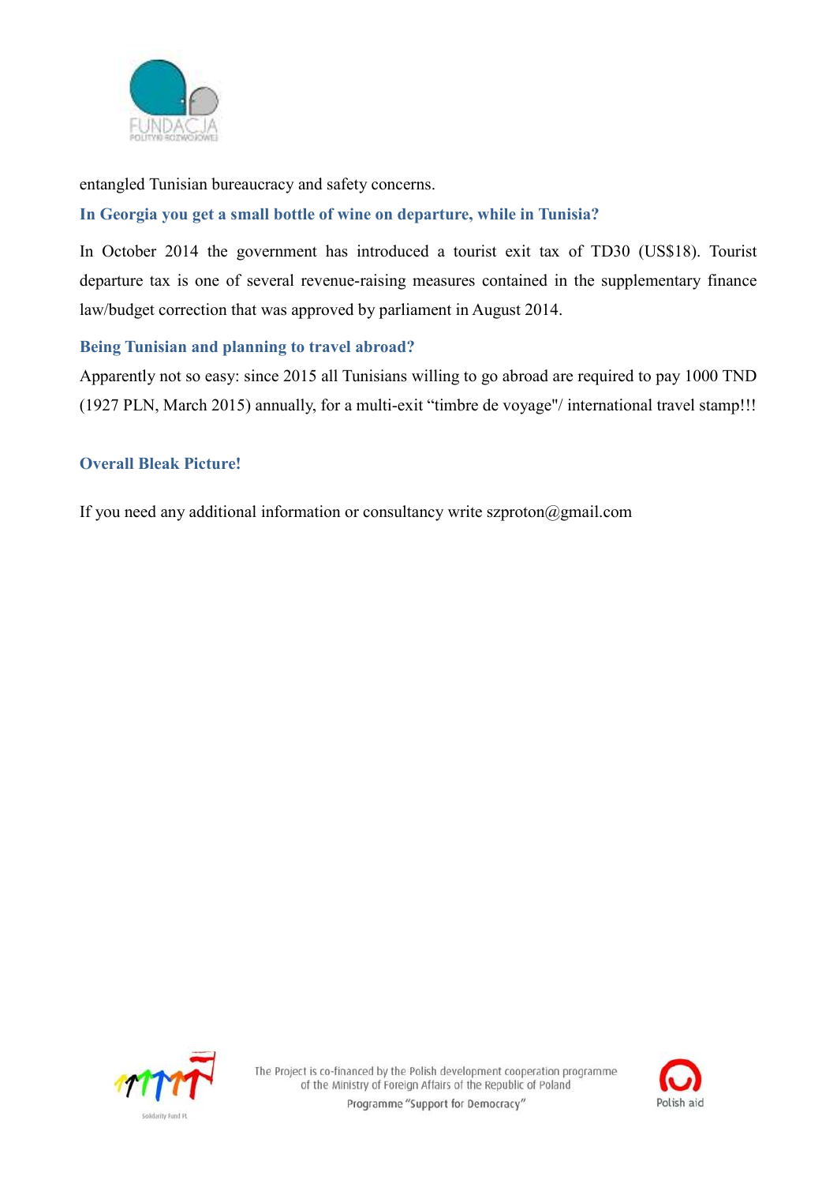entangled Tunisian bureaucracy and safety concerns.

### In Georgia you get a small bottle of wine on departure, while in Tunisia?

In October 2014 the government has introduced a tourist exit tax of TD30 (US$18). Tourist departure tax is one of several revenue-raising measures contained in the supplementary finance law/budget correction that was approved by parliament in August 2014.

### Being Tunisian and planning to travel abroad?

Apparently not so easy: since 2015 all Tunisians willing to go abroad are required to pay 1000 TND (1927 PLN, March 2015) annually, for a multi-exit "timbre de voyage"/ international travel stamp!!!

### Overall Bleak Picture!

If you need any additional information or consultancy write szproton@gmail.com